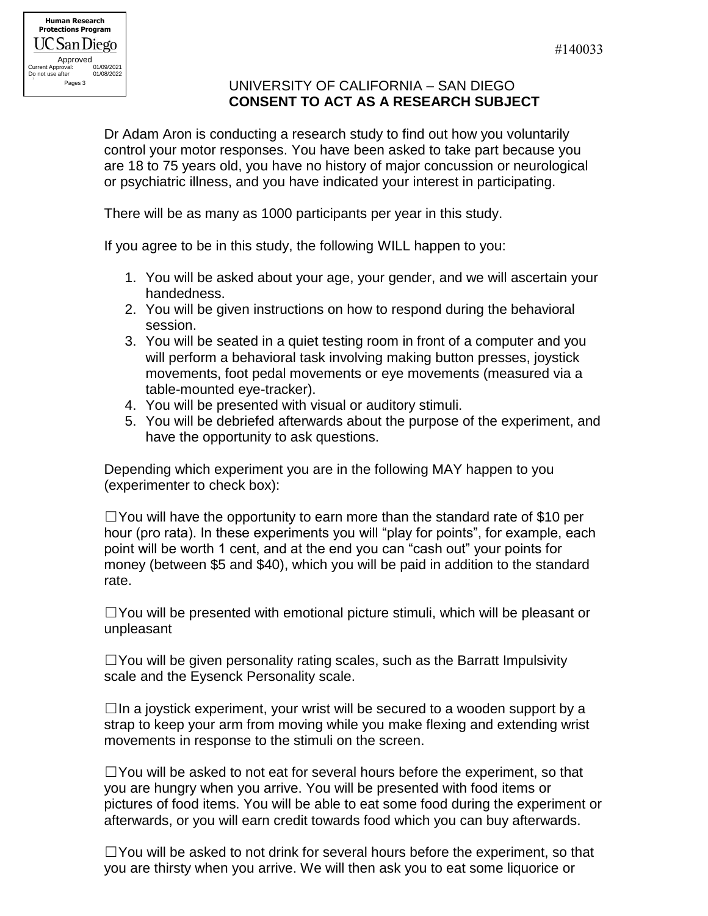Human Research Protections Program
UC San Diego
Approved
Current Approval: 01/09/2021
Do not use after 01/08/2022
Pages 3

#140033

UNIVERSITY OF CALIFORNIA – SAN DIEGO
**CONSENT TO ACT AS A RESEARCH SUBJECT**

Dr Adam Aron is conducting a research study to find out how you voluntarily control your motor responses. You have been asked to take part because you are 18 to 75 years old, you have no history of major concussion or neurological or psychiatric illness, and you have indicated your interest in participating.

There will be as many as 1000 participants per year in this study.

If you agree to be in this study, the following WILL happen to you:

1. You will be asked about your age, your gender, and we will ascertain your handedness.
2. You will be given instructions on how to respond during the behavioral session.
3. You will be seated in a quiet testing room in front of a computer and you will perform a behavioral task involving making button presses, joystick movements, foot pedal movements or eye movements (measured via a table-mounted eye-tracker).
4. You will be presented with visual or auditory stimuli.
5. You will be debriefed afterwards about the purpose of the experiment, and have the opportunity to ask questions.

Depending which experiment you are in the following MAY happen to you (experimenter to check box):

☐You will have the opportunity to earn more than the standard rate of $10 per hour (pro rata). In these experiments you will "play for points", for example, each point will be worth 1 cent, and at the end you can "cash out" your points for money (between $5 and $40), which you will be paid in addition to the standard rate.

☐You will be presented with emotional picture stimuli, which will be pleasant or unpleasant

☐You will be given personality rating scales, such as the Barratt Impulsivity scale and the Eysenck Personality scale.

☐In a joystick experiment, your wrist will be secured to a wooden support by a strap to keep your arm from moving while you make flexing and extending wrist movements in response to the stimuli on the screen.

☐You will be asked to not eat for several hours before the experiment, so that you are hungry when you arrive. You will be presented with food items or pictures of food items. You will be able to eat some food during the experiment or afterwards, or you will earn credit towards food which you can buy afterwards.

☐You will be asked to not drink for several hours before the experiment, so that you are thirsty when you arrive. We will then ask you to eat some liquorice or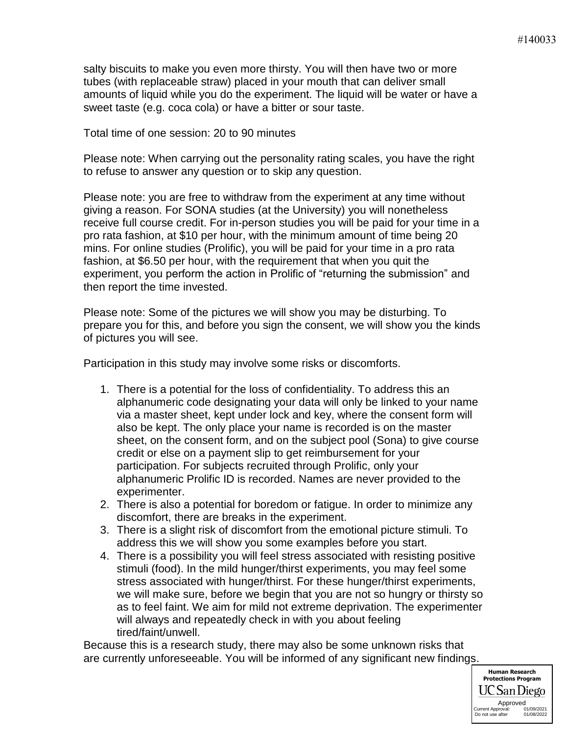salty biscuits to make you even more thirsty. You will then have two or more tubes (with replaceable straw) placed in your mouth that can deliver small amounts of liquid while you do the experiment. The liquid will be water or have a sweet taste (e.g. coca cola) or have a bitter or sour taste.

Total time of one session: 20 to 90 minutes

Please note: When carrying out the personality rating scales, you have the right to refuse to answer any question or to skip any question.

Please note: you are free to withdraw from the experiment at any time without giving a reason. For SONA studies (at the University) you will nonetheless receive full course credit. For in-person studies you will be paid for your time in a pro rata fashion, at $10 per hour, with the minimum amount of time being 20 mins. For online studies (Prolific), you will be paid for your time in a pro rata fashion, at $6.50 per hour, with the requirement that when you quit the experiment, you perform the action in Prolific of "returning the submission" and then report the time invested.

Please note: Some of the pictures we will show you may be disturbing. To prepare you for this, and before you sign the consent, we will show you the kinds of pictures you will see.

Participation in this study may involve some risks or discomforts.

1. There is a potential for the loss of confidentiality. To address this an alphanumeric code designating your data will only be linked to your name via a master sheet, kept under lock and key, where the consent form will also be kept. The only place your name is recorded is on the master sheet, on the consent form, and on the subject pool (Sona) to give course credit or else on a payment slip to get reimbursement for your participation. For subjects recruited through Prolific, only your alphanumeric Prolific ID is recorded. Names are never provided to the experimenter.
2. There is also a potential for boredom or fatigue. In order to minimize any discomfort, there are breaks in the experiment.
3. There is a slight risk of discomfort from the emotional picture stimuli. To address this we will show you some examples before you start.
4. There is a possibility you will feel stress associated with resisting positive stimuli (food). In the mild hunger/thirst experiments, you may feel some stress associated with hunger/thirst. For these hunger/thirst experiments, we will make sure, before we begin that you are not so hungry or thirsty so as to feel faint. We aim for mild not extreme deprivation. The experimenter will always and repeatedly check in with you about feeling tired/faint/unwell.

Because this is a research study, there may also be some unknown risks that are currently unforeseeable. You will be informed of any significant new findings.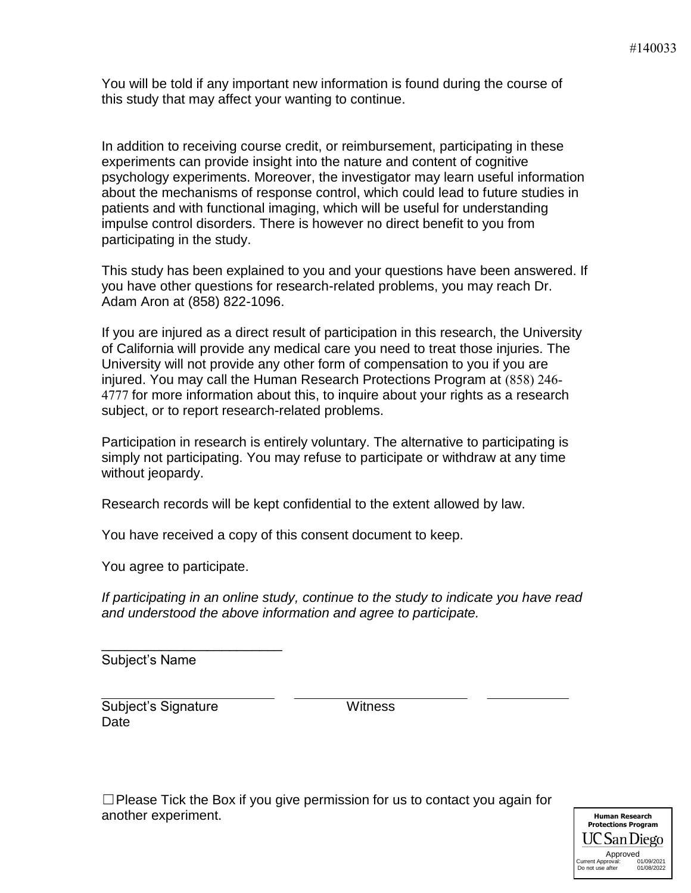You will be told if any important new information is found during the course of this study that may affect your wanting to continue.

In addition to receiving course credit, or reimbursement, participating in these experiments can provide insight into the nature and content of cognitive psychology experiments. Moreover, the investigator may learn useful information about the mechanisms of response control, which could lead to future studies in patients and with functional imaging, which will be useful for understanding impulse control disorders. There is however no direct benefit to you from participating in the study.

This study has been explained to you and your questions have been answered. If you have other questions for research-related problems, you may reach Dr. Adam Aron at (858) 822-1096.

If you are injured as a direct result of participation in this research, the University of California will provide any medical care you need to treat those injuries. The University will not provide any other form of compensation to you if you are injured. You may call the Human Research Protections Program at (858) 246-4777 for more information about this, to inquire about your rights as a research subject, or to report research-related problems.

Participation in research is entirely voluntary. The alternative to participating is simply not participating. You may refuse to participate or withdraw at any time without jeopardy.

Research records will be kept confidential to the extent allowed by law.

You have received a copy of this consent document to keep.

You agree to participate.

*If participating in an online study, continue to the study to indicate you have read and understood the above information and agree to participate.*

________________________
Subject's Name

________________________ ________________________ ___________
Subject's Signature Witness
Date

☐Please Tick the Box if you give permission for us to contact you again for another experiment.

Human Research Protections Program
UC San Diego
Approved
Current Approval: 01/09/2021
Do not use after 01/08/2022